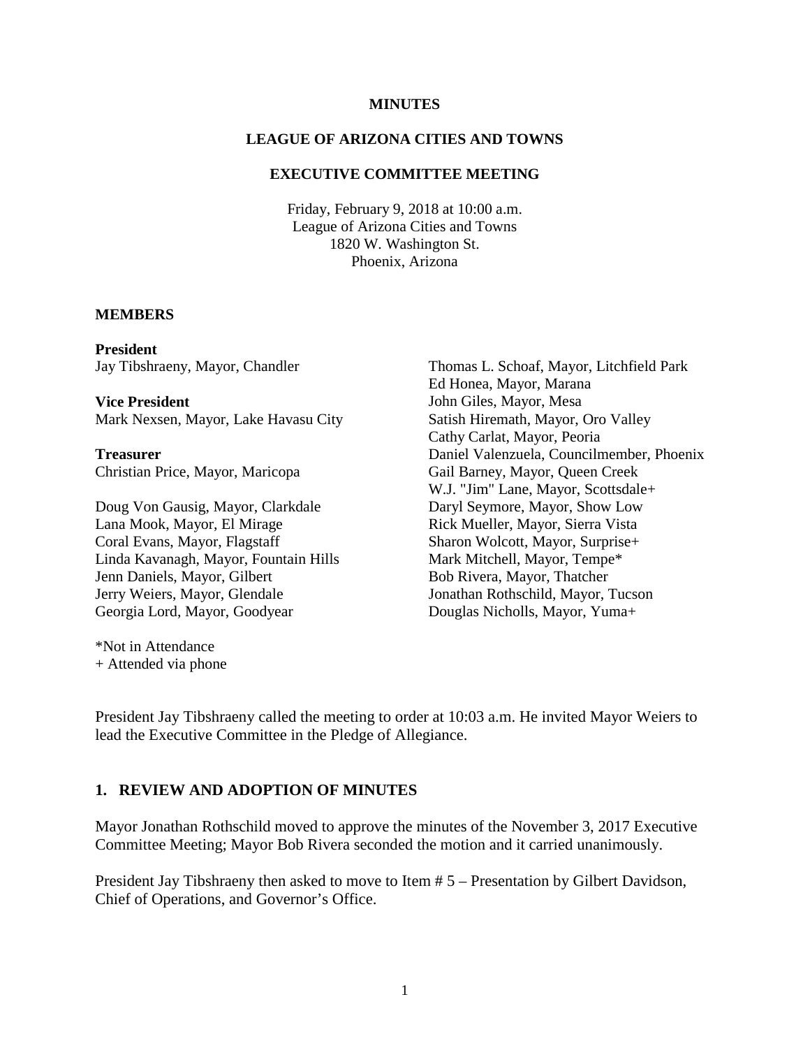# MINUTES

## LEAGUE OF ARIZONA CITIES AND TOWNS

## EXECUTIVE COMMITTEE MEETING

Friday, February 9, 2018 at 10:00 a.m.
League of Arizona Cities and Towns
1820 W. Washington St.
Phoenix, Arizona

**MEMBERS**

**President**
Jay Tibshraeny, Mayor, Chandler

**Vice President**
Mark Nexsen, Mayor, Lake Havasu City

**Treasurer**
Christian Price, Mayor, Maricopa

Doug Von Gausig, Mayor, Clarkdale
Lana Mook, Mayor, El Mirage
Coral Evans, Mayor, Flagstaff
Linda Kavanagh, Mayor, Fountain Hills
Jenn Daniels, Mayor, Gilbert
Jerry Weiers, Mayor, Glendale
Georgia Lord, Mayor, Goodyear
Thomas L. Schoaf, Mayor, Litchfield Park
Ed Honea, Mayor, Marana
John Giles, Mayor, Mesa
Satish Hiremath, Mayor, Oro Valley
Cathy Carlat, Mayor, Peoria
Daniel Valenzuela, Councilmember, Phoenix
Gail Barney, Mayor, Queen Creek
W.J. "Jim" Lane, Mayor, Scottsdale+
Daryl Seymore, Mayor, Show Low
Rick Mueller, Mayor, Sierra Vista
Sharon Wolcott, Mayor, Surprise+
Mark Mitchell, Mayor, Tempe*
Bob Rivera, Mayor, Thatcher
Jonathan Rothschild, Mayor, Tucson
Douglas Nicholls, Mayor, Yuma+

*Not in Attendance
+ Attended via phone

President Jay Tibshraeny called the meeting to order at 10:03 a.m. He invited Mayor Weiers to lead the Executive Committee in the Pledge of Allegiance.

## 1. REVIEW AND ADOPTION OF MINUTES

Mayor Jonathan Rothschild moved to approve the minutes of the November 3, 2017 Executive Committee Meeting; Mayor Bob Rivera seconded the motion and it carried unanimously.

President Jay Tibshraeny then asked to move to Item # 5 – Presentation by Gilbert Davidson, Chief of Operations, and Governor's Office.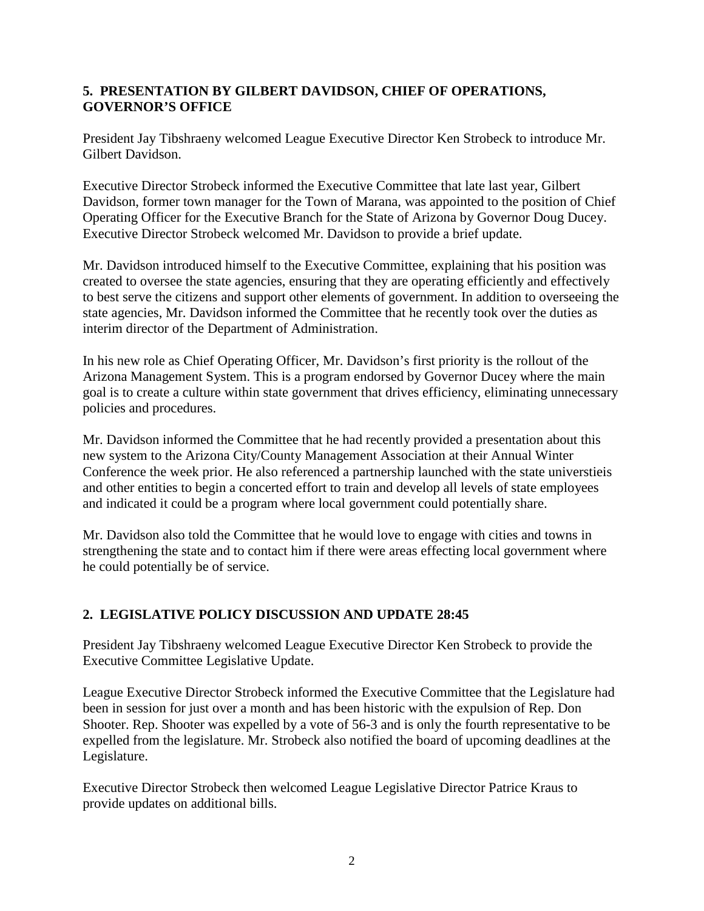## 5. PRESENTATION BY GILBERT DAVIDSON, CHIEF OF OPERATIONS, GOVERNOR'S OFFICE

President Jay Tibshraeny welcomed League Executive Director Ken Strobeck to introduce Mr. Gilbert Davidson.

Executive Director Strobeck informed the Executive Committee that late last year, Gilbert Davidson, former town manager for the Town of Marana, was appointed to the position of Chief Operating Officer for the Executive Branch for the State of Arizona by Governor Doug Ducey. Executive Director Strobeck welcomed Mr. Davidson to provide a brief update.

Mr. Davidson introduced himself to the Executive Committee, explaining that his position was created to oversee the state agencies, ensuring that they are operating efficiently and effectively to best serve the citizens and support other elements of government. In addition to overseeing the state agencies, Mr. Davidson informed the Committee that he recently took over the duties as interim director of the Department of Administration.

In his new role as Chief Operating Officer, Mr. Davidson's first priority is the rollout of the Arizona Management System. This is a program endorsed by Governor Ducey where the main goal is to create a culture within state government that drives efficiency, eliminating unnecessary policies and procedures.

Mr. Davidson informed the Committee that he had recently provided a presentation about this new system to the Arizona City/County Management Association at their Annual Winter Conference the week prior. He also referenced a partnership launched with the state universtieis and other entities to begin a concerted effort to train and develop all levels of state employees and indicated it could be a program where local government could potentially share.

Mr. Davidson also told the Committee that he would love to engage with cities and towns in strengthening the state and to contact him if there were areas effecting local government where he could potentially be of service.

## 2. LEGISLATIVE POLICY DISCUSSION AND UPDATE 28:45

President Jay Tibshraeny welcomed League Executive Director Ken Strobeck to provide the Executive Committee Legislative Update.

League Executive Director Strobeck informed the Executive Committee that the Legislature had been in session for just over a month and has been historic with the expulsion of Rep. Don Shooter. Rep. Shooter was expelled by a vote of 56-3 and is only the fourth representative to be expelled from the legislature. Mr. Strobeck also notified the board of upcoming deadlines at the Legislature.

Executive Director Strobeck then welcomed League Legislative Director Patrice Kraus to provide updates on additional bills.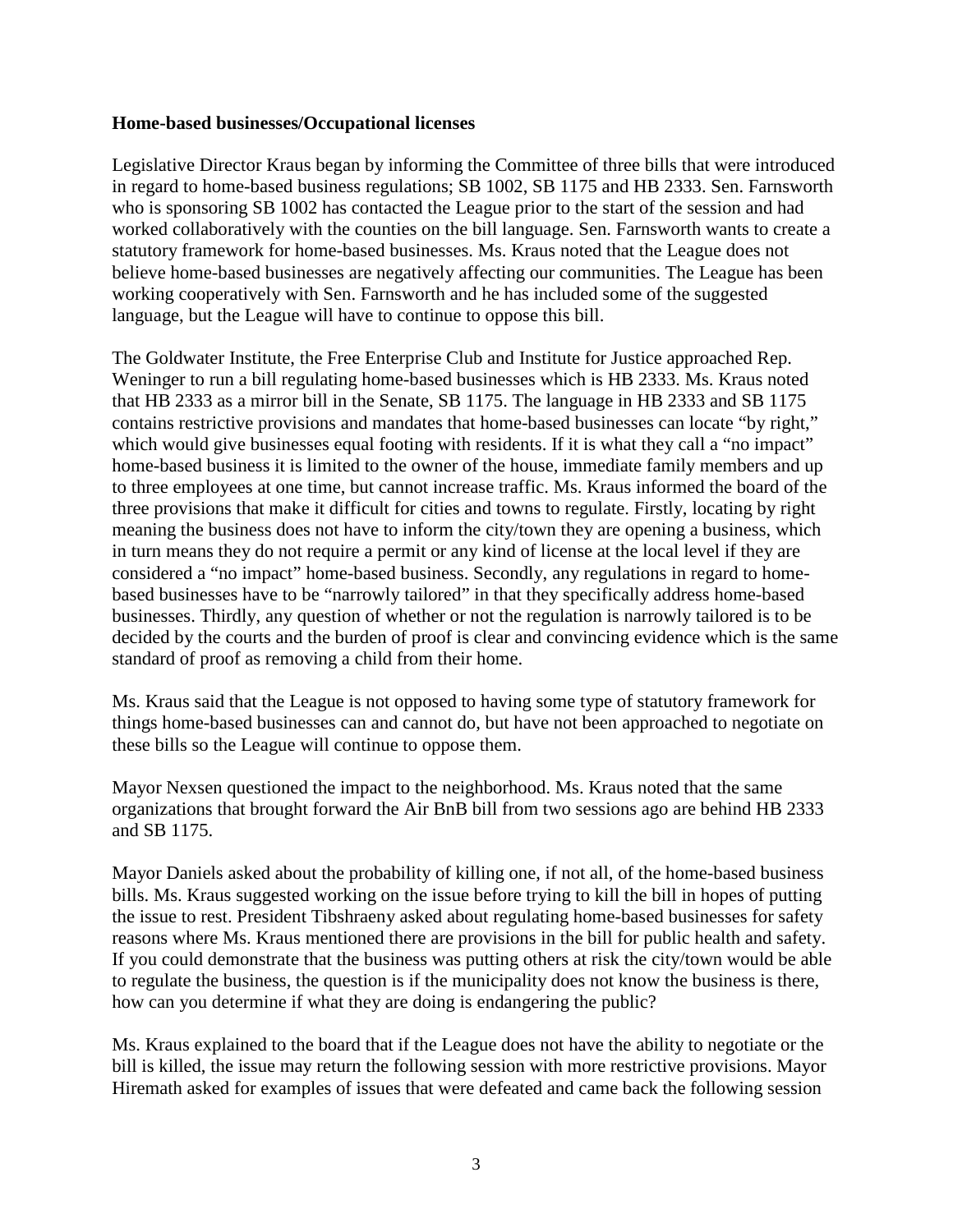**Home-based businesses/Occupational licenses**

Legislative Director Kraus began by informing the Committee of three bills that were introduced in regard to home-based business regulations; SB 1002, SB 1175 and HB 2333. Sen. Farnsworth who is sponsoring SB 1002 has contacted the League prior to the start of the session and had worked collaboratively with the counties on the bill language. Sen. Farnsworth wants to create a statutory framework for home-based businesses. Ms. Kraus noted that the League does not believe home-based businesses are negatively affecting our communities. The League has been working cooperatively with Sen. Farnsworth and he has included some of the suggested language, but the League will have to continue to oppose this bill.

The Goldwater Institute, the Free Enterprise Club and Institute for Justice approached Rep. Weninger to run a bill regulating home-based businesses which is HB 2333. Ms. Kraus noted that HB 2333 as a mirror bill in the Senate, SB 1175. The language in HB 2333 and SB 1175 contains restrictive provisions and mandates that home-based businesses can locate "by right," which would give businesses equal footing with residents. If it is what they call a "no impact" home-based business it is limited to the owner of the house, immediate family members and up to three employees at one time, but cannot increase traffic. Ms. Kraus informed the board of the three provisions that make it difficult for cities and towns to regulate. Firstly, locating by right meaning the business does not have to inform the city/town they are opening a business, which in turn means they do not require a permit or any kind of license at the local level if they are considered a "no impact" home-based business. Secondly, any regulations in regard to home-based businesses have to be "narrowly tailored" in that they specifically address home-based businesses. Thirdly, any question of whether or not the regulation is narrowly tailored is to be decided by the courts and the burden of proof is clear and convincing evidence which is the same standard of proof as removing a child from their home.

Ms. Kraus said that the League is not opposed to having some type of statutory framework for things home-based businesses can and cannot do, but have not been approached to negotiate on these bills so the League will continue to oppose them.

Mayor Nexsen questioned the impact to the neighborhood. Ms. Kraus noted that the same organizations that brought forward the Air BnB bill from two sessions ago are behind HB 2333 and SB 1175.

Mayor Daniels asked about the probability of killing one, if not all, of the home-based business bills. Ms. Kraus suggested working on the issue before trying to kill the bill in hopes of putting the issue to rest. President Tibshraeny asked about regulating home-based businesses for safety reasons where Ms. Kraus mentioned there are provisions in the bill for public health and safety. If you could demonstrate that the business was putting others at risk the city/town would be able to regulate the business, the question is if the municipality does not know the business is there, how can you determine if what they are doing is endangering the public?

Ms. Kraus explained to the board that if the League does not have the ability to negotiate or the bill is killed, the issue may return the following session with more restrictive provisions. Mayor Hiremath asked for examples of issues that were defeated and came back the following session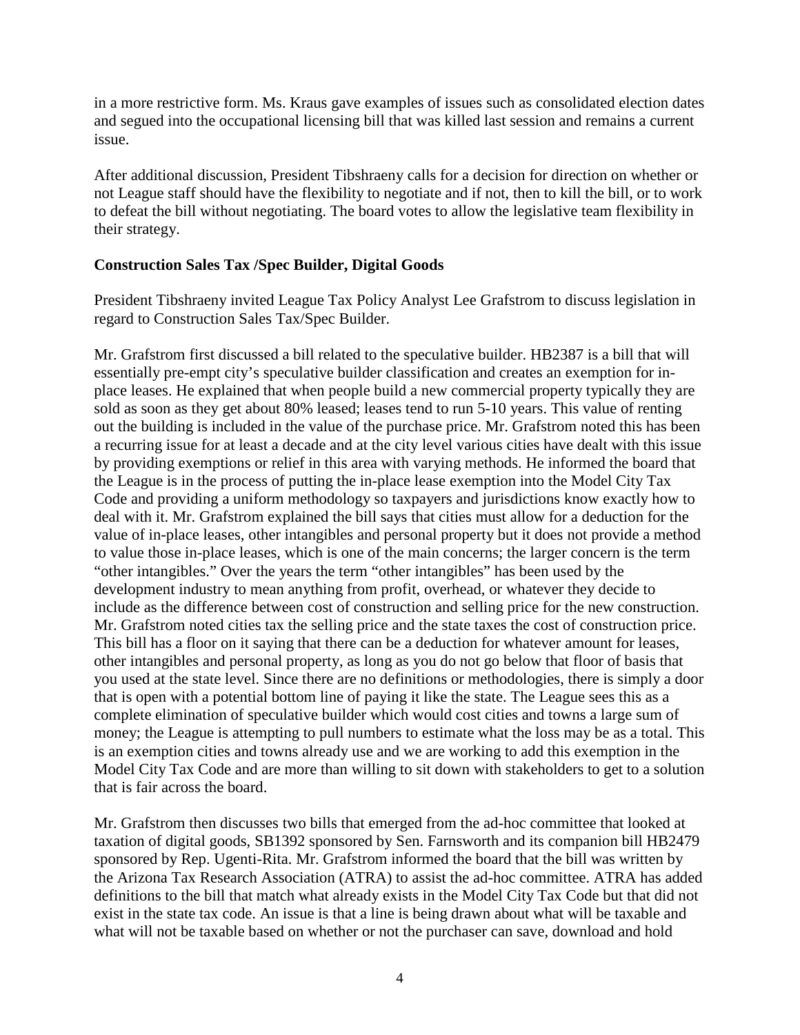in a more restrictive form. Ms. Kraus gave examples of issues such as consolidated election dates and segued into the occupational licensing bill that was killed last session and remains a current issue.

After additional discussion, President Tibshraeny calls for a decision for direction on whether or not League staff should have the flexibility to negotiate and if not, then to kill the bill, or to work to defeat the bill without negotiating. The board votes to allow the legislative team flexibility in their strategy.

**Construction Sales Tax /Spec Builder, Digital Goods**

President Tibshraeny invited League Tax Policy Analyst Lee Grafstrom to discuss legislation in regard to Construction Sales Tax/Spec Builder.

Mr. Grafstrom first discussed a bill related to the speculative builder. HB2387 is a bill that will essentially pre-empt city's speculative builder classification and creates an exemption for in-place leases. He explained that when people build a new commercial property typically they are sold as soon as they get about 80% leased; leases tend to run 5-10 years. This value of renting out the building is included in the value of the purchase price. Mr. Grafstrom noted this has been a recurring issue for at least a decade and at the city level various cities have dealt with this issue by providing exemptions or relief in this area with varying methods. He informed the board that the League is in the process of putting the in-place lease exemption into the Model City Tax Code and providing a uniform methodology so taxpayers and jurisdictions know exactly how to deal with it. Mr. Grafstrom explained the bill says that cities must allow for a deduction for the value of in-place leases, other intangibles and personal property but it does not provide a method to value those in-place leases, which is one of the main concerns; the larger concern is the term "other intangibles." Over the years the term "other intangibles" has been used by the development industry to mean anything from profit, overhead, or whatever they decide to include as the difference between cost of construction and selling price for the new construction. Mr. Grafstrom noted cities tax the selling price and the state taxes the cost of construction price. This bill has a floor on it saying that there can be a deduction for whatever amount for leases, other intangibles and personal property, as long as you do not go below that floor of basis that you used at the state level. Since there are no definitions or methodologies, there is simply a door that is open with a potential bottom line of paying it like the state. The League sees this as a complete elimination of speculative builder which would cost cities and towns a large sum of money; the League is attempting to pull numbers to estimate what the loss may be as a total. This is an exemption cities and towns already use and we are working to add this exemption in the Model City Tax Code and are more than willing to sit down with stakeholders to get to a solution that is fair across the board.

Mr. Grafstrom then discusses two bills that emerged from the ad-hoc committee that looked at taxation of digital goods, SB1392 sponsored by Sen. Farnsworth and its companion bill HB2479 sponsored by Rep. Ugenti-Rita. Mr. Grafstrom informed the board that the bill was written by the Arizona Tax Research Association (ATRA) to assist the ad-hoc committee. ATRA has added definitions to the bill that match what already exists in the Model City Tax Code but that did not exist in the state tax code. An issue is that a line is being drawn about what will be taxable and what will not be taxable based on whether or not the purchaser can save, download and hold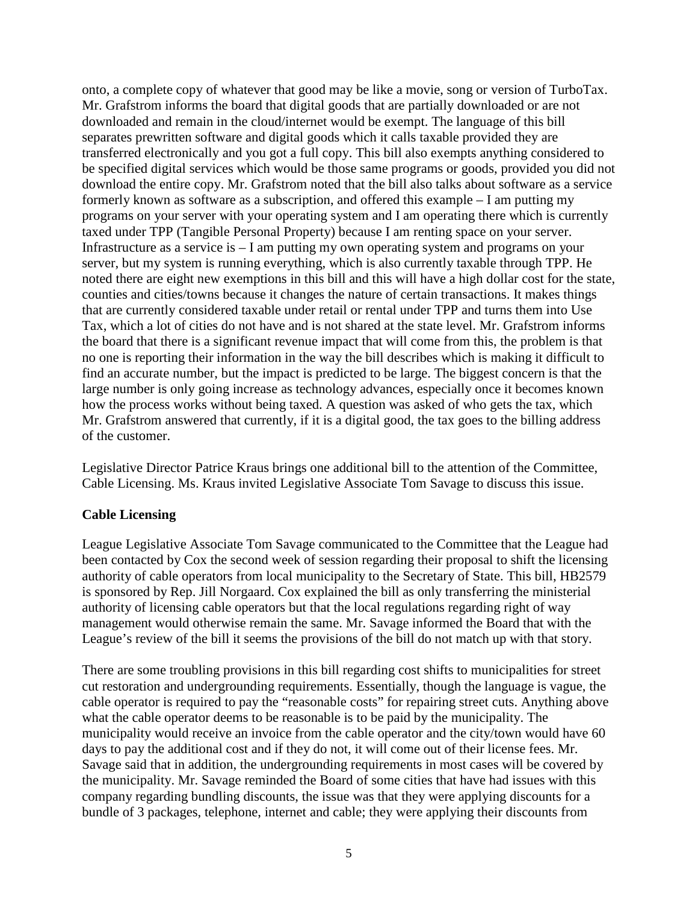onto, a complete copy of whatever that good may be like a movie, song or version of TurboTax. Mr. Grafstrom informs the board that digital goods that are partially downloaded or are not downloaded and remain in the cloud/internet would be exempt. The language of this bill separates prewritten software and digital goods which it calls taxable provided they are transferred electronically and you got a full copy. This bill also exempts anything considered to be specified digital services which would be those same programs or goods, provided you did not download the entire copy. Mr. Grafstrom noted that the bill also talks about software as a service formerly known as software as a subscription, and offered this example – I am putting my programs on your server with your operating system and I am operating there which is currently taxed under TPP (Tangible Personal Property) because I am renting space on your server. Infrastructure as a service is – I am putting my own operating system and programs on your server, but my system is running everything, which is also currently taxable through TPP. He noted there are eight new exemptions in this bill and this will have a high dollar cost for the state, counties and cities/towns because it changes the nature of certain transactions. It makes things that are currently considered taxable under retail or rental under TPP and turns them into Use Tax, which a lot of cities do not have and is not shared at the state level. Mr. Grafstrom informs the board that there is a significant revenue impact that will come from this, the problem is that no one is reporting their information in the way the bill describes which is making it difficult to find an accurate number, but the impact is predicted to be large. The biggest concern is that the large number is only going increase as technology advances, especially once it becomes known how the process works without being taxed. A question was asked of who gets the tax, which Mr. Grafstrom answered that currently, if it is a digital good, the tax goes to the billing address of the customer.

Legislative Director Patrice Kraus brings one additional bill to the attention of the Committee, Cable Licensing. Ms. Kraus invited Legislative Associate Tom Savage to discuss this issue.

**Cable Licensing**

League Legislative Associate Tom Savage communicated to the Committee that the League had been contacted by Cox the second week of session regarding their proposal to shift the licensing authority of cable operators from local municipality to the Secretary of State. This bill, HB2579 is sponsored by Rep. Jill Norgaard. Cox explained the bill as only transferring the ministerial authority of licensing cable operators but that the local regulations regarding right of way management would otherwise remain the same. Mr. Savage informed the Board that with the League's review of the bill it seems the provisions of the bill do not match up with that story.

There are some troubling provisions in this bill regarding cost shifts to municipalities for street cut restoration and undergrounding requirements. Essentially, though the language is vague, the cable operator is required to pay the "reasonable costs" for repairing street cuts. Anything above what the cable operator deems to be reasonable is to be paid by the municipality. The municipality would receive an invoice from the cable operator and the city/town would have 60 days to pay the additional cost and if they do not, it will come out of their license fees. Mr. Savage said that in addition, the undergrounding requirements in most cases will be covered by the municipality. Mr. Savage reminded the Board of some cities that have had issues with this company regarding bundling discounts, the issue was that they were applying discounts for a bundle of 3 packages, telephone, internet and cable; they were applying their discounts from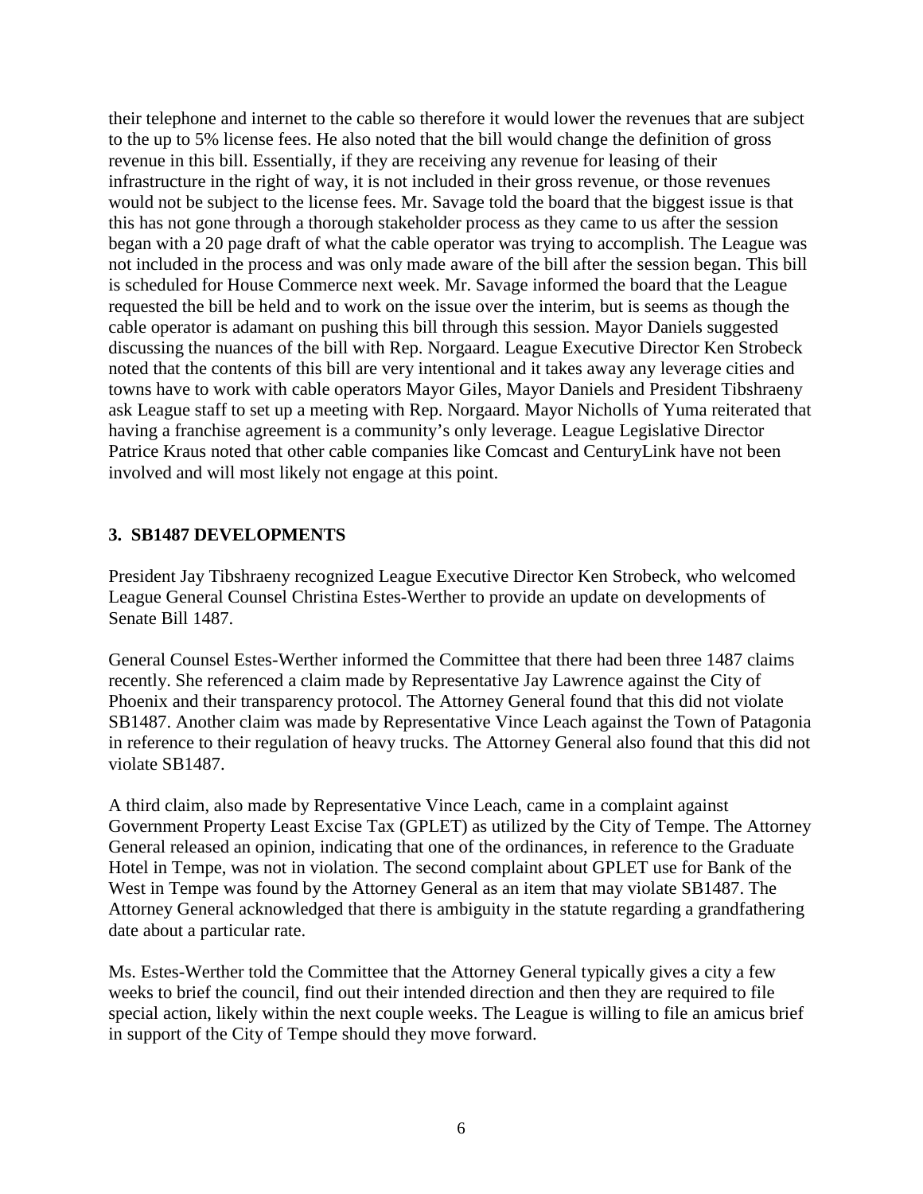their telephone and internet to the cable so therefore it would lower the revenues that are subject to the up to 5% license fees. He also noted that the bill would change the definition of gross revenue in this bill. Essentially, if they are receiving any revenue for leasing of their infrastructure in the right of way, it is not included in their gross revenue, or those revenues would not be subject to the license fees. Mr. Savage told the board that the biggest issue is that this has not gone through a thorough stakeholder process as they came to us after the session began with a 20 page draft of what the cable operator was trying to accomplish. The League was not included in the process and was only made aware of the bill after the session began. This bill is scheduled for House Commerce next week. Mr. Savage informed the board that the League requested the bill be held and to work on the issue over the interim, but is seems as though the cable operator is adamant on pushing this bill through this session. Mayor Daniels suggested discussing the nuances of the bill with Rep. Norgaard. League Executive Director Ken Strobeck noted that the contents of this bill are very intentional and it takes away any leverage cities and towns have to work with cable operators Mayor Giles, Mayor Daniels and President Tibshraeny ask League staff to set up a meeting with Rep. Norgaard. Mayor Nicholls of Yuma reiterated that having a franchise agreement is a community's only leverage. League Legislative Director Patrice Kraus noted that other cable companies like Comcast and CenturyLink have not been involved and will most likely not engage at this point.

**3. SB1487 DEVELOPMENTS**

President Jay Tibshraeny recognized League Executive Director Ken Strobeck, who welcomed League General Counsel Christina Estes-Werther to provide an update on developments of Senate Bill 1487.

General Counsel Estes-Werther informed the Committee that there had been three 1487 claims recently. She referenced a claim made by Representative Jay Lawrence against the City of Phoenix and their transparency protocol. The Attorney General found that this did not violate SB1487. Another claim was made by Representative Vince Leach against the Town of Patagonia in reference to their regulation of heavy trucks. The Attorney General also found that this did not violate SB1487.

A third claim, also made by Representative Vince Leach, came in a complaint against Government Property Least Excise Tax (GPLET) as utilized by the City of Tempe. The Attorney General released an opinion, indicating that one of the ordinances, in reference to the Graduate Hotel in Tempe, was not in violation. The second complaint about GPLET use for Bank of the West in Tempe was found by the Attorney General as an item that may violate SB1487. The Attorney General acknowledged that there is ambiguity in the statute regarding a grandfathering date about a particular rate.

Ms. Estes-Werther told the Committee that the Attorney General typically gives a city a few weeks to brief the council, find out their intended direction and then they are required to file special action, likely within the next couple weeks. The League is willing to file an amicus brief in support of the City of Tempe should they move forward.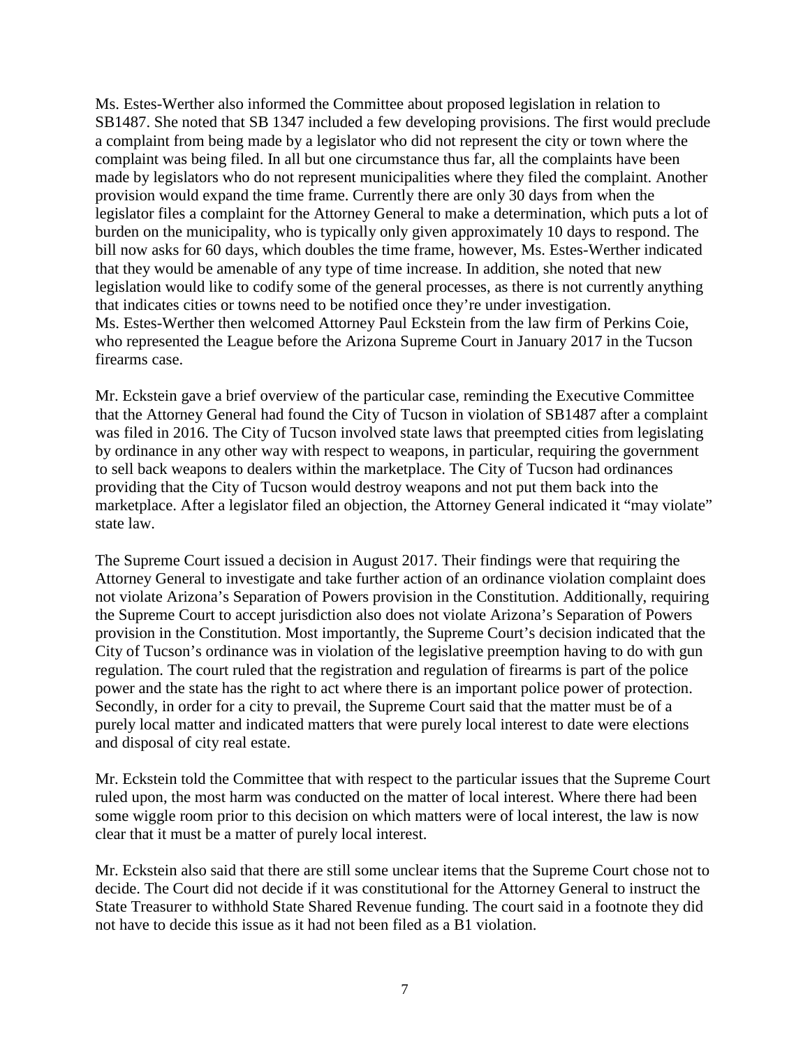Ms. Estes-Werther also informed the Committee about proposed legislation in relation to SB1487. She noted that SB 1347 included a few developing provisions. The first would preclude a complaint from being made by a legislator who did not represent the city or town where the complaint was being filed. In all but one circumstance thus far, all the complaints have been made by legislators who do not represent municipalities where they filed the complaint. Another provision would expand the time frame. Currently there are only 30 days from when the legislator files a complaint for the Attorney General to make a determination, which puts a lot of burden on the municipality, who is typically only given approximately 10 days to respond. The bill now asks for 60 days, which doubles the time frame, however, Ms. Estes-Werther indicated that they would be amenable of any type of time increase. In addition, she noted that new legislation would like to codify some of the general processes, as there is not currently anything that indicates cities or towns need to be notified once they're under investigation.
Ms. Estes-Werther then welcomed Attorney Paul Eckstein from the law firm of Perkins Coie, who represented the League before the Arizona Supreme Court in January 2017 in the Tucson firearms case.

Mr. Eckstein gave a brief overview of the particular case, reminding the Executive Committee that the Attorney General had found the City of Tucson in violation of SB1487 after a complaint was filed in 2016. The City of Tucson involved state laws that preempted cities from legislating by ordinance in any other way with respect to weapons, in particular, requiring the government to sell back weapons to dealers within the marketplace. The City of Tucson had ordinances providing that the City of Tucson would destroy weapons and not put them back into the marketplace. After a legislator filed an objection, the Attorney General indicated it "may violate" state law.

The Supreme Court issued a decision in August 2017. Their findings were that requiring the Attorney General to investigate and take further action of an ordinance violation complaint does not violate Arizona's Separation of Powers provision in the Constitution. Additionally, requiring the Supreme Court to accept jurisdiction also does not violate Arizona's Separation of Powers provision in the Constitution. Most importantly, the Supreme Court's decision indicated that the City of Tucson's ordinance was in violation of the legislative preemption having to do with gun regulation. The court ruled that the registration and regulation of firearms is part of the police power and the state has the right to act where there is an important police power of protection. Secondly, in order for a city to prevail, the Supreme Court said that the matter must be of a purely local matter and indicated matters that were purely local interest to date were elections and disposal of city real estate.

Mr. Eckstein told the Committee that with respect to the particular issues that the Supreme Court ruled upon, the most harm was conducted on the matter of local interest. Where there had been some wiggle room prior to this decision on which matters were of local interest, the law is now clear that it must be a matter of purely local interest.

Mr. Eckstein also said that there are still some unclear items that the Supreme Court chose not to decide. The Court did not decide if it was constitutional for the Attorney General to instruct the State Treasurer to withhold State Shared Revenue funding. The court said in a footnote they did not have to decide this issue as it had not been filed as a B1 violation.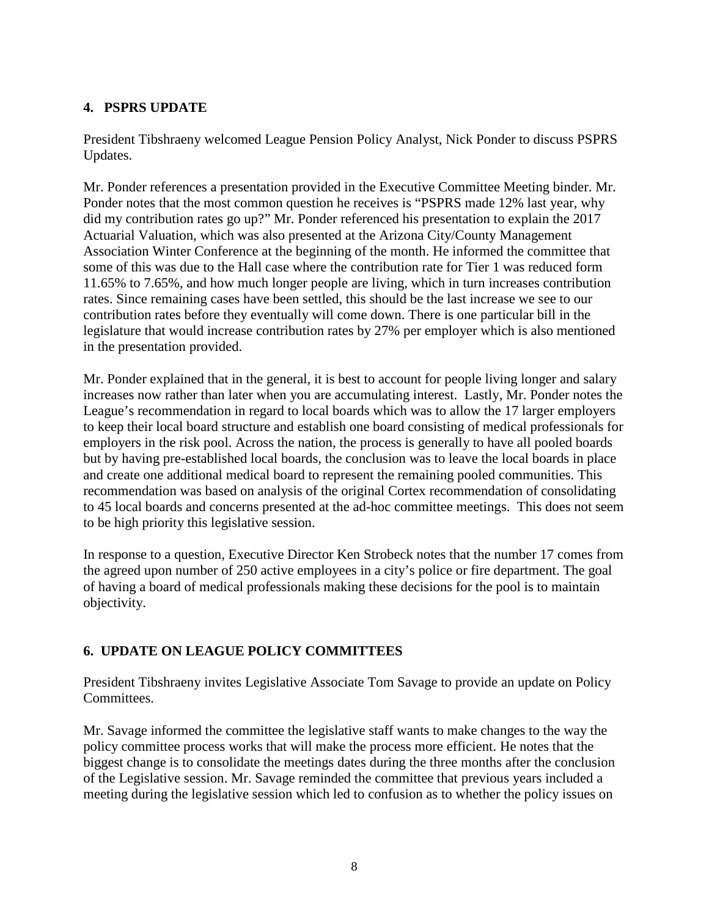## 4. PSPRS UPDATE

President Tibshraeny welcomed League Pension Policy Analyst, Nick Ponder to discuss PSPRS Updates.

Mr. Ponder references a presentation provided in the Executive Committee Meeting binder. Mr. Ponder notes that the most common question he receives is "PSPRS made 12% last year, why did my contribution rates go up?" Mr. Ponder referenced his presentation to explain the 2017 Actuarial Valuation, which was also presented at the Arizona City/County Management Association Winter Conference at the beginning of the month. He informed the committee that some of this was due to the Hall case where the contribution rate for Tier 1 was reduced form 11.65% to 7.65%, and how much longer people are living, which in turn increases contribution rates. Since remaining cases have been settled, this should be the last increase we see to our contribution rates before they eventually will come down. There is one particular bill in the legislature that would increase contribution rates by 27% per employer which is also mentioned in the presentation provided.

Mr. Ponder explained that in the general, it is best to account for people living longer and salary increases now rather than later when you are accumulating interest. Lastly, Mr. Ponder notes the League's recommendation in regard to local boards which was to allow the 17 larger employers to keep their local board structure and establish one board consisting of medical professionals for employers in the risk pool. Across the nation, the process is generally to have all pooled boards but by having pre-established local boards, the conclusion was to leave the local boards in place and create one additional medical board to represent the remaining pooled communities. This recommendation was based on analysis of the original Cortex recommendation of consolidating to 45 local boards and concerns presented at the ad-hoc committee meetings. This does not seem to be high priority this legislative session.

In response to a question, Executive Director Ken Strobeck notes that the number 17 comes from the agreed upon number of 250 active employees in a city's police or fire department. The goal of having a board of medical professionals making these decisions for the pool is to maintain objectivity.

## 6. UPDATE ON LEAGUE POLICY COMMITTEES

President Tibshraeny invites Legislative Associate Tom Savage to provide an update on Policy Committees.

Mr. Savage informed the committee the legislative staff wants to make changes to the way the policy committee process works that will make the process more efficient. He notes that the biggest change is to consolidate the meetings dates during the three months after the conclusion of the Legislative session. Mr. Savage reminded the committee that previous years included a meeting during the legislative session which led to confusion as to whether the policy issues on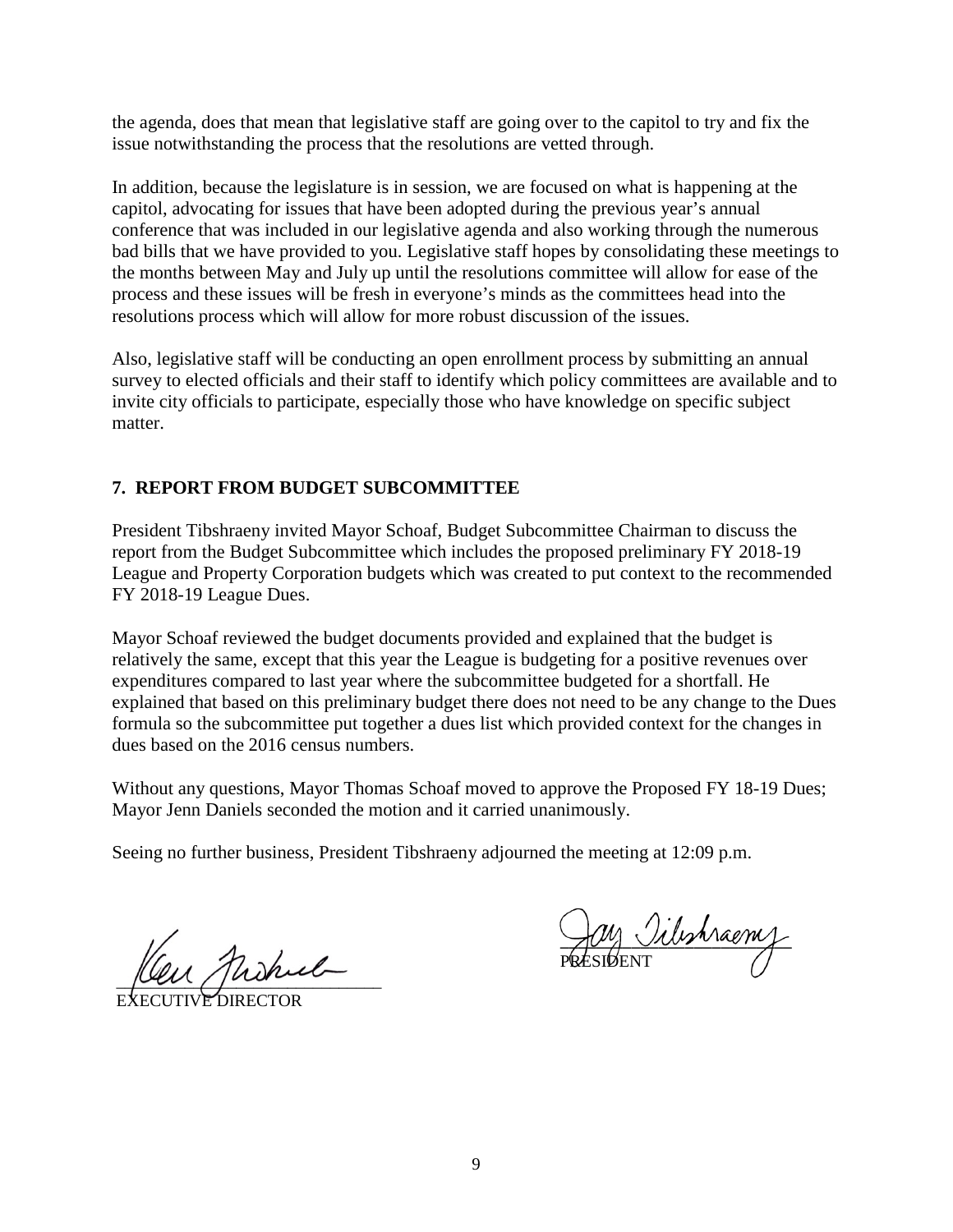the agenda, does that mean that legislative staff are going over to the capitol to try and fix the issue notwithstanding the process that the resolutions are vetted through.

In addition, because the legislature is in session, we are focused on what is happening at the capitol, advocating for issues that have been adopted during the previous year's annual conference that was included in our legislative agenda and also working through the numerous bad bills that we have provided to you. Legislative staff hopes by consolidating these meetings to the months between May and July up until the resolutions committee will allow for ease of the process and these issues will be fresh in everyone's minds as the committees head into the resolutions process which will allow for more robust discussion of the issues.

Also, legislative staff will be conducting an open enrollment process by submitting an annual survey to elected officials and their staff to identify which policy committees are available and to invite city officials to participate, especially those who have knowledge on specific subject matter.

## 7. REPORT FROM BUDGET SUBCOMMITTEE

President Tibshraeny invited Mayor Schoaf, Budget Subcommittee Chairman to discuss the report from the Budget Subcommittee which includes the proposed preliminary FY 2018-19 League and Property Corporation budgets which was created to put context to the recommended FY 2018-19 League Dues.

Mayor Schoaf reviewed the budget documents provided and explained that the budget is relatively the same, except that this year the League is budgeting for a positive revenues over expenditures compared to last year where the subcommittee budgeted for a shortfall. He explained that based on this preliminary budget there does not need to be any change to the Dues formula so the subcommittee put together a dues list which provided context for the changes in dues based on the 2016 census numbers.

Without any questions, Mayor Thomas Schoaf moved to approve the Proposed FY 18-19 Dues; Mayor Jenn Daniels seconded the motion and it carried unanimously.

Seeing no further business, President Tibshraeny adjourned the meeting at 12:09 p.m.

EXECUTIVE DIRECTOR

PRESIDENT